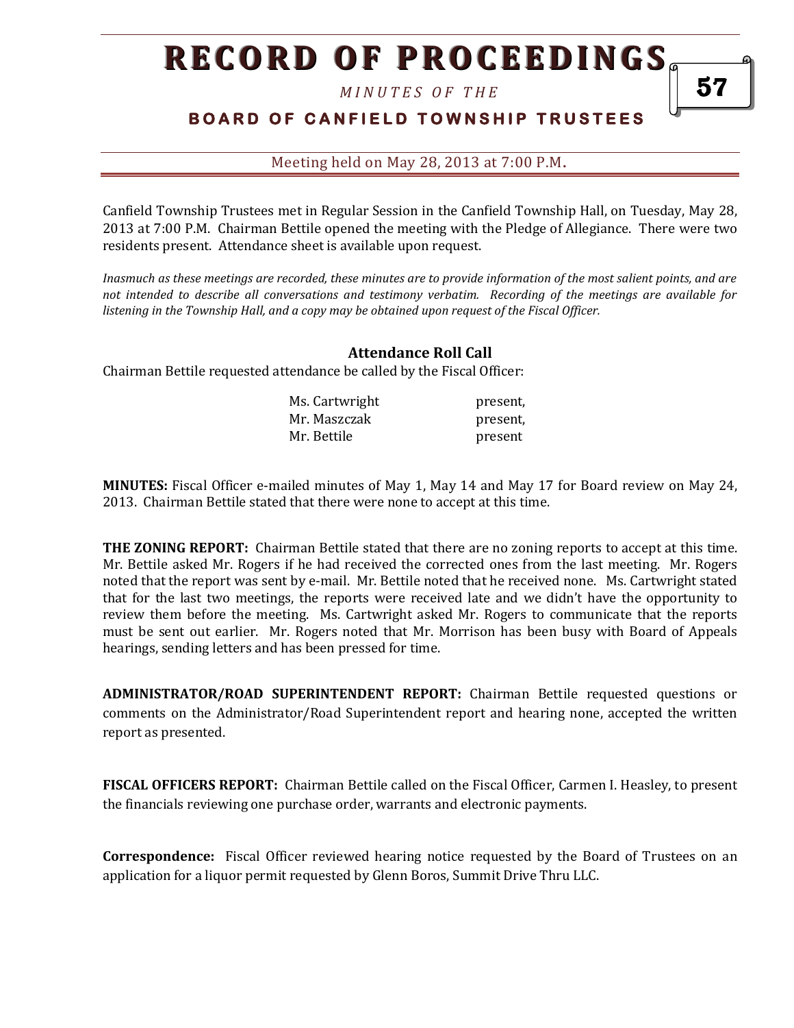# RECORD OF PROCEEDINGS

*MINUTES OF THE*

**BOARD OF CANFIELD TOWNSHIP TRUSTEES**

Meeting held on May 28, 2013 at 7:00 P.M.

Canfield Township Trustees met in Regular Session in the Canfield Township Hall, on Tuesday, May 28, 2013 at 7:00 P.M. Chairman Bettile opened the meeting with the Pledge of Allegiance. There were two residents present. Attendance sheet is available upon request.

*Inasmuch as these meetings are recorded, these minutes are to provide information of the most salient points, and are not intended to describe all conversations and testimony verbatim. Recording of the meetings are available for listening in the Township Hall, and a copy may be obtained upon request of the Fiscal Officer.*

### Attendance Roll Call

Chairman Bettile requested attendance be called by the Fiscal Officer:

| | |
|---|---|
| Ms. Cartwright | present, |
| Mr. Maszczak | present, |
| Mr. Bettile | present |

**MINUTES:** Fiscal Officer e-mailed minutes of May 1, May 14 and May 17 for Board review on May 24, 2013. Chairman Bettile stated that there were none to accept at this time.

**THE ZONING REPORT:** Chairman Bettile stated that there are no zoning reports to accept at this time. Mr. Bettile asked Mr. Rogers if he had received the corrected ones from the last meeting. Mr. Rogers noted that the report was sent by e-mail. Mr. Bettile noted that he received none. Ms. Cartwright stated that for the last two meetings, the reports were received late and we didn't have the opportunity to review them before the meeting. Ms. Cartwright asked Mr. Rogers to communicate that the reports must be sent out earlier. Mr. Rogers noted that Mr. Morrison has been busy with Board of Appeals hearings, sending letters and has been pressed for time.

**ADMINISTRATOR/ROAD SUPERINTENDENT REPORT:** Chairman Bettile requested questions or comments on the Administrator/Road Superintendent report and hearing none, accepted the written report as presented.

**FISCAL OFFICERS REPORT:** Chairman Bettile called on the Fiscal Officer, Carmen I. Heasley, to present the financials reviewing one purchase order, warrants and electronic payments.

**Correspondence:** Fiscal Officer reviewed hearing notice requested by the Board of Trustees on an application for a liquor permit requested by Glenn Boros, Summit Drive Thru LLC.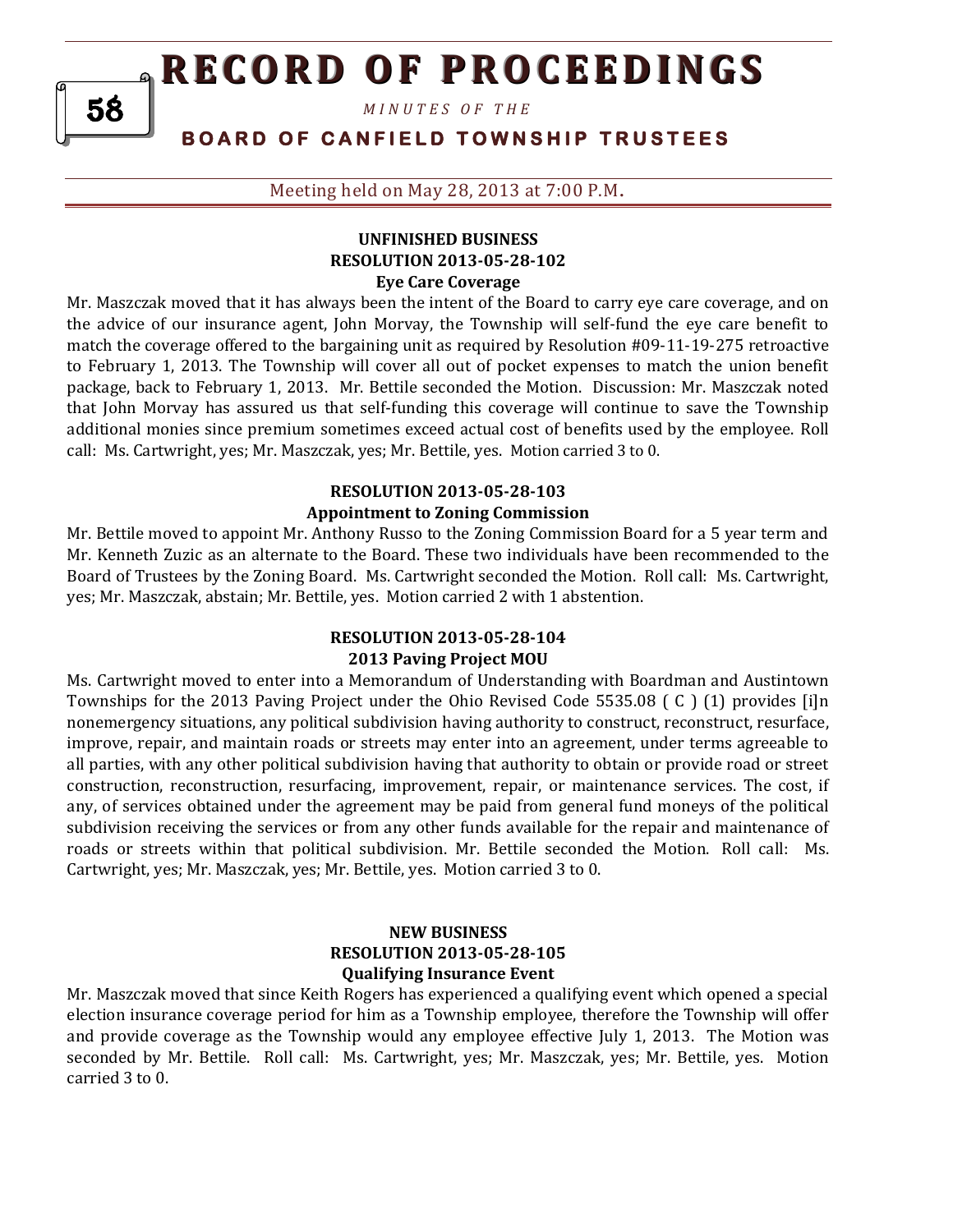## UNFINISHED BUSINESS

### RESOLUTION 2013-05-28-102

### Eye Care Coverage

Mr. Maszczak moved that it has always been the intent of the Board to carry eye care coverage, and on the advice of our insurance agent, John Morvay, the Township will self-fund the eye care benefit to match the coverage offered to the bargaining unit as required by Resolution #09-11-19-275 retroactive to February 1, 2013. The Township will cover all out of pocket expenses to match the union benefit package, back to February 1, 2013. Mr. Bettile seconded the Motion. Discussion: Mr. Maszczak noted that John Morvay has assured us that self-funding this coverage will continue to save the Township additional monies since premium sometimes exceed actual cost of benefits used by the employee. Roll call: Ms. Cartwright, yes; Mr. Maszczak, yes; Mr. Bettile, yes. Motion carried 3 to 0.

### RESOLUTION 2013-05-28-103

### Appointment to Zoning Commission

Mr. Bettile moved to appoint Mr. Anthony Russo to the Zoning Commission Board for a 5 year term and Mr. Kenneth Zuzic as an alternate to the Board. These two individuals have been recommended to the Board of Trustees by the Zoning Board. Ms. Cartwright seconded the Motion. Roll call: Ms. Cartwright, yes; Mr. Maszczak, abstain; Mr. Bettile, yes. Motion carried 2 with 1 abstention.

### RESOLUTION 2013-05-28-104

### 2013 Paving Project MOU

Ms. Cartwright moved to enter into a Memorandum of Understanding with Boardman and Austintown Townships for the 2013 Paving Project under the Ohio Revised Code 5535.08 ( C ) (1) provides [i]n nonemergency situations, any political subdivision having authority to construct, reconstruct, resurface, improve, repair, and maintain roads or streets may enter into an agreement, under terms agreeable to all parties, with any other political subdivision having that authority to obtain or provide road or street construction, reconstruction, resurfacing, improvement, repair, or maintenance services. The cost, if any, of services obtained under the agreement may be paid from general fund moneys of the political subdivision receiving the services or from any other funds available for the repair and maintenance of roads or streets within that political subdivision. Mr. Bettile seconded the Motion. Roll call: Ms. Cartwright, yes; Mr. Maszczak, yes; Mr. Bettile, yes. Motion carried 3 to 0.

## NEW BUSINESS

### RESOLUTION 2013-05-28-105

### Qualifying Insurance Event

Mr. Maszczak moved that since Keith Rogers has experienced a qualifying event which opened a special election insurance coverage period for him as a Township employee, therefore the Township will offer and provide coverage as the Township would any employee effective July 1, 2013. The Motion was seconded by Mr. Bettile. Roll call: Ms. Cartwright, yes; Mr. Maszczak, yes; Mr. Bettile, yes. Motion carried 3 to 0.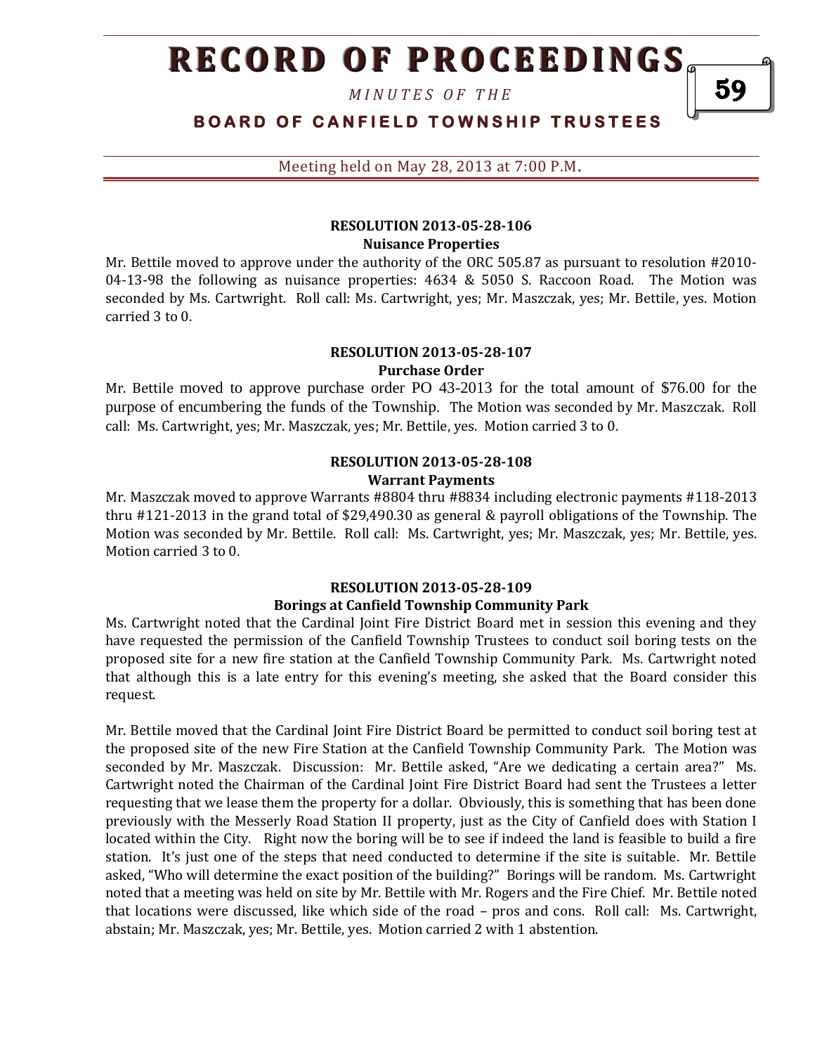#### RESOLUTION 2013-05-28-106
**Nuisance Properties**

Mr. Bettile moved to approve under the authority of the ORC 505.87 as pursuant to resolution #2010-04-13-98 the following as nuisance properties: 4634 & 5050 S. Raccoon Road. The Motion was seconded by Ms. Cartwright. Roll call: Ms. Cartwright, yes; Mr. Maszczak, yes; Mr. Bettile, yes. Motion carried 3 to 0.

#### RESOLUTION 2013-05-28-107
**Purchase Order**

Mr. Bettile moved to approve purchase order PO 43-2013 for the total amount of $76.00 for the purpose of encumbering the funds of the Township. The Motion was seconded by Mr. Maszczak. Roll call: Ms. Cartwright, yes; Mr. Maszczak, yes; Mr. Bettile, yes. Motion carried 3 to 0.

#### RESOLUTION 2013-05-28-108
**Warrant Payments**

Mr. Maszczak moved to approve Warrants #8804 thru #8834 including electronic payments #118-2013 thru #121-2013 in the grand total of $29,490.30 as general & payroll obligations of the Township. The Motion was seconded by Mr. Bettile. Roll call: Ms. Cartwright, yes; Mr. Maszczak, yes; Mr. Bettile, yes. Motion carried 3 to 0.

#### RESOLUTION 2013-05-28-109
**Borings at Canfield Township Community Park**

Ms. Cartwright noted that the Cardinal Joint Fire District Board met in session this evening and they have requested the permission of the Canfield Township Trustees to conduct soil boring tests on the proposed site for a new fire station at the Canfield Township Community Park. Ms. Cartwright noted that although this is a late entry for this evening's meeting, she asked that the Board consider this request.

Mr. Bettile moved that the Cardinal Joint Fire District Board be permitted to conduct soil boring test at the proposed site of the new Fire Station at the Canfield Township Community Park. The Motion was seconded by Mr. Maszczak. Discussion: Mr. Bettile asked, "Are we dedicating a certain area?" Ms. Cartwright noted the Chairman of the Cardinal Joint Fire District Board had sent the Trustees a letter requesting that we lease them the property for a dollar. Obviously, this is something that has been done previously with the Messerly Road Station II property, just as the City of Canfield does with Station I located within the City. Right now the boring will be to see if indeed the land is feasible to build a fire station. It's just one of the steps that need conducted to determine if the site is suitable. Mr. Bettile asked, "Who will determine the exact position of the building?" Borings will be random. Ms. Cartwright noted that a meeting was held on site by Mr. Bettile with Mr. Rogers and the Fire Chief. Mr. Bettile noted that locations were discussed, like which side of the road – pros and cons. Roll call: Ms. Cartwright, abstain; Mr. Maszczak, yes; Mr. Bettile, yes. Motion carried 2 with 1 abstention.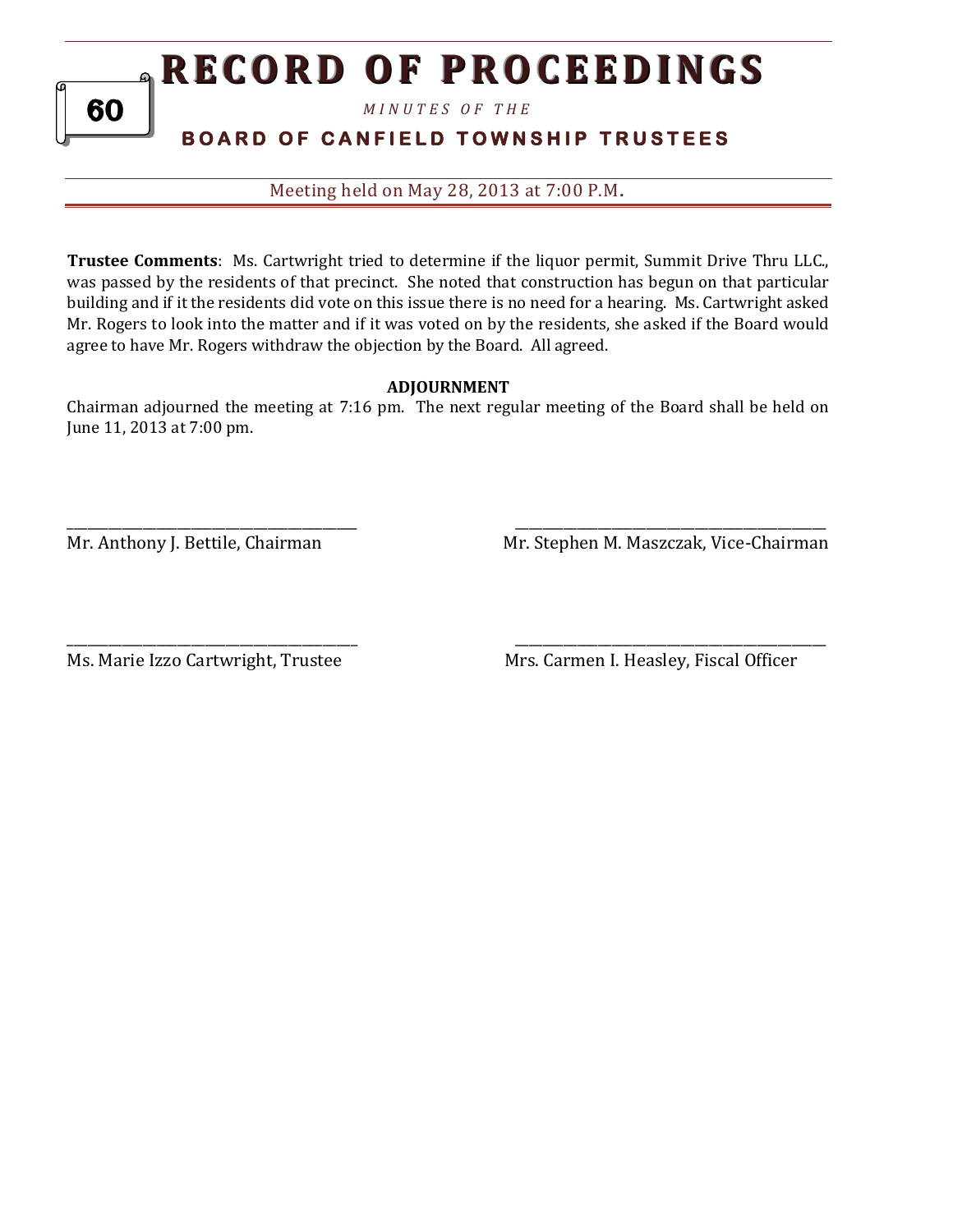**Trustee Comments**: Ms. Cartwright tried to determine if the liquor permit, Summit Drive Thru LLC., was passed by the residents of that precinct. She noted that construction has begun on that particular building and if it the residents did vote on this issue there is no need for a hearing. Ms. Cartwright asked Mr. Rogers to look into the matter and if it was voted on by the residents, she asked if the Board would agree to have Mr. Rogers withdraw the objection by the Board. All agreed.

**ADJOURNMENT**

Chairman adjourned the meeting at 7:16 pm. The next regular meeting of the Board shall be held on June 11, 2013 at 7:00 pm.

_________________________________________
Mr. Anthony J. Bettile, Chairman

_________________________________________
Mr. Stephen M. Maszczak, Vice-Chairman

_________________________________________
Ms. Marie Izzo Cartwright, Trustee

_________________________________________
Mrs. Carmen I. Heasley, Fiscal Officer